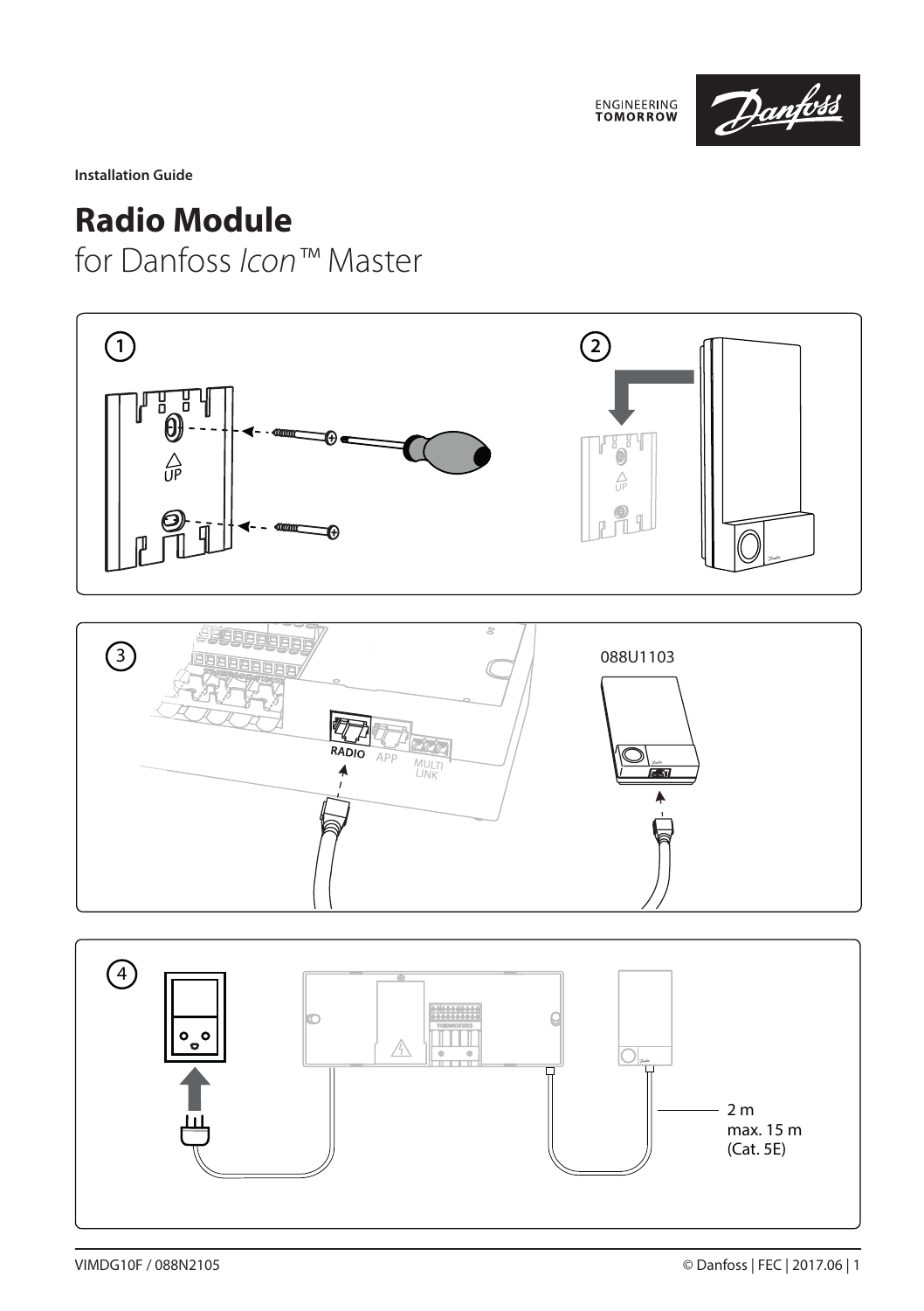Installation Guide

# Radio Module

for Danfoss *Icon*™ Master

①

UP

②

UP

③

RADIO APP MULTI LINK

088U1103

④

2 m
max. 15 m
(Cat. 5E)

VIMDG10F / 088N2105

© Danfoss | FEC | 2017.06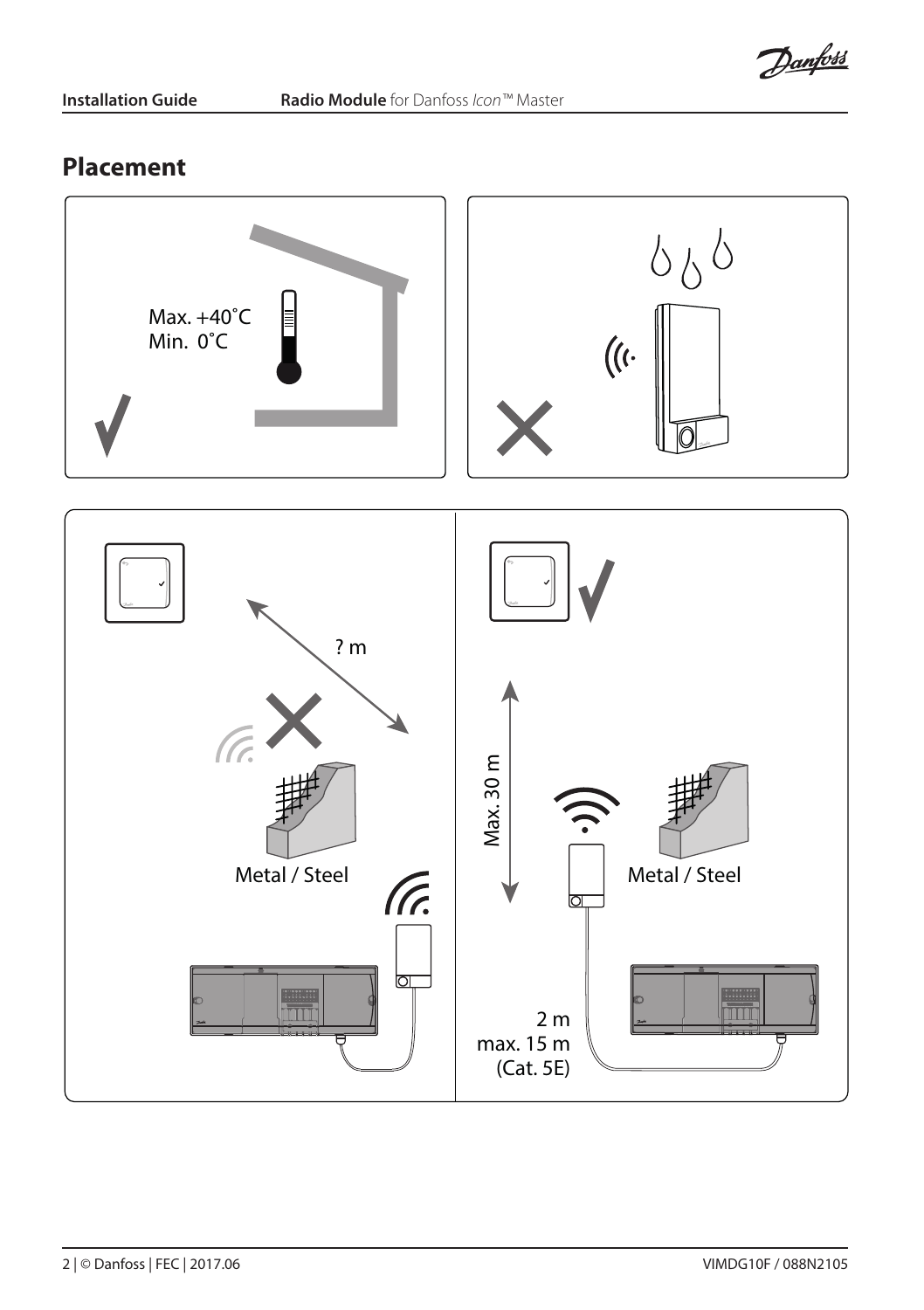## Placement

Max. +40˚C
Min. 0˚C

? m

Metal / Steel

Max. 30 m

Metal / Steel

2 m
max. 15 m
(Cat. 5E)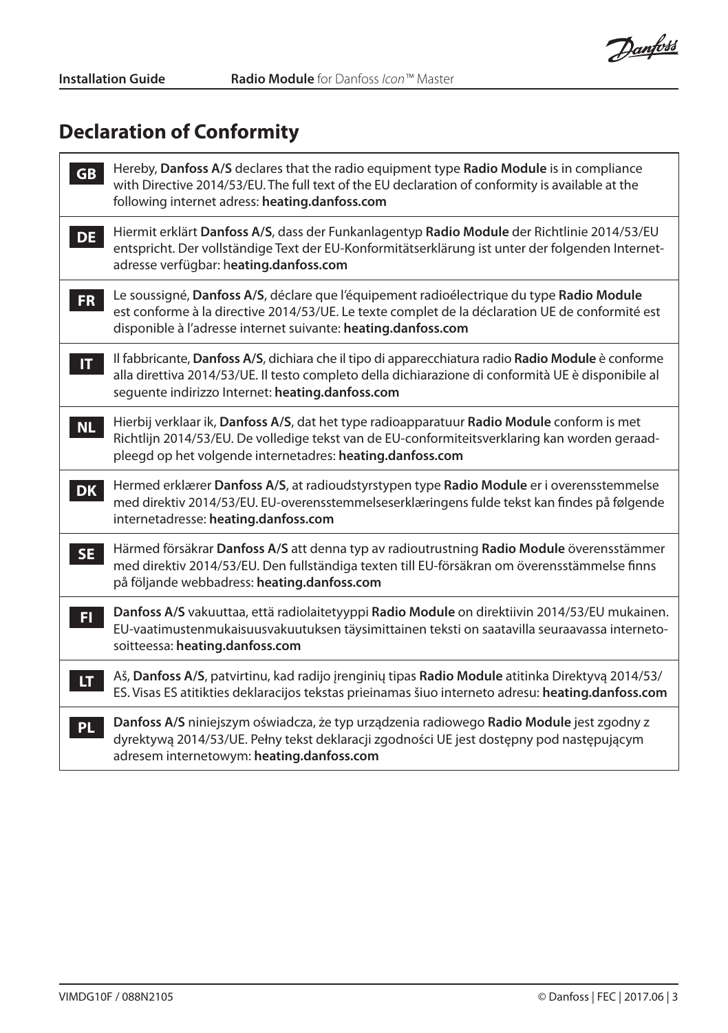## Declaration of Conformity

| | |
|---|---|
| **GB** | Hereby, **Danfoss A/S** declares that the radio equipment type **Radio Module** is in compliance with Directive 2014/53/EU. The full text of the EU declaration of conformity is available at the following internet adress: **heating.danfoss.com** |
| **DE** | Hiermit erklärt **Danfoss A/S**, dass der Funkanlagentyp **Radio Module** der Richtlinie 2014/53/EU entspricht. Der vollständige Text der EU-Konformitätserklärung ist unter der folgenden Internet-adresse verfügbar: h**eating.danfoss.com** |
| **FR** | Le soussigné, **Danfoss A/S**, déclare que l'équipement radioélectrique du type **Radio Module** est conforme à la directive 2014/53/UE. Le texte complet de la déclaration UE de conformité est disponible à l'adresse internet suivante: **heating.danfoss.com** |
| **IT** | Il fabbricante, **Danfoss A/S**, dichiara che il tipo di apparecchiatura radio **Radio Module** è conforme alla direttiva 2014/53/UE. Il testo completo della dichiarazione di conformità UE è disponibile al seguente indirizzo Internet: **heating.danfoss.com** |
| **NL** | Hierbij verklaar ik, **Danfoss A/S**, dat het type radioapparatuur **Radio Module** conform is met Richtlijn 2014/53/EU. De volledige tekst van de EU-conformiteitsverklaring kan worden geraad-pleegd op het volgende internetadres: **heating.danfoss.com** |
| **DK** | Hermed erklærer **Danfoss A/S**, at radioudstyrstypen type **Radio Module** er i overensstemmelse med direktiv 2014/53/EU. EU-overensstemmelseserklæringens fulde tekst kan findes på følgende internetadresse: **heating.danfoss.com** |
| **SE** | Härmed försäkrar **Danfoss A/S** att denna typ av radioutrustning **Radio Module** överensstämmer med direktiv 2014/53/EU. Den fullständiga texten till EU-försäkran om överensstämmelse finns på följande webbadress: **heating.danfoss.com** |
| **FI** | **Danfoss A/S** vakuuttaa, että radiolaitetyyppi **Radio Module** on direktiivin 2014/53/EU mukainen. EU-vaatimustenmukaisuusvakuutuksen täysimittainen teksti on saatavilla seuraavassa interneto-soitteessa: **heating.danfoss.com** |
| **LT** | Aš, **Danfoss A/S**, patvirtinu, kad radijo įrenginių tipas **Radio Module** atitinka Direktyvą 2014/53/ES. Visas ES atitikties deklaracijos tekstas prieinamas šiuo interneto adresu: **heating.danfoss.com** |
| **PL** | **Danfoss A/S** niniejszym oświadcza, że typ urządzenia radiowego **Radio Module** jest zgodny z dyrektywą 2014/53/UE. Pełny tekst deklaracji zgodności UE jest dostępny pod następującym adresem internetowym: **heating.danfoss.com** |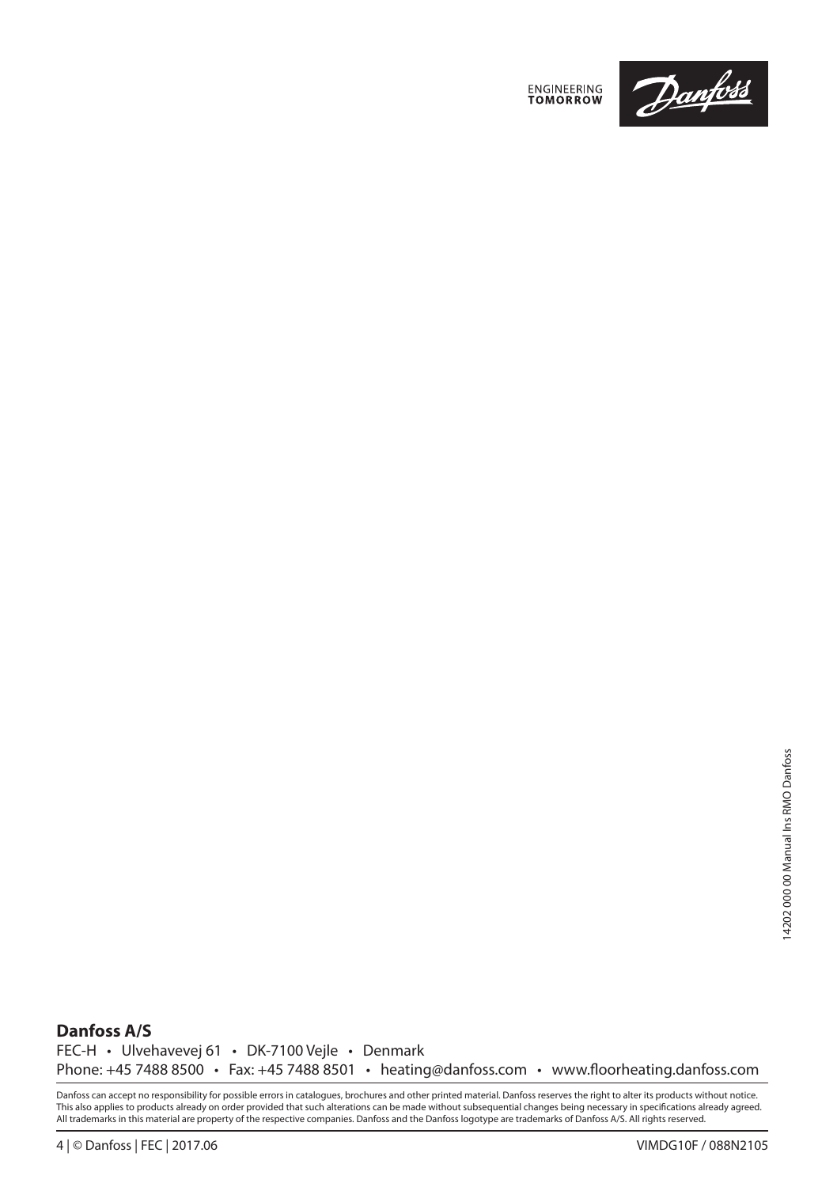ENGINEERING
TOMORROW

Danfoss

14202 000 00 Manual Ins RMO Danfoss

**Danfoss A/S**

FEC-H • Ulvehavevej 61 • DK-7100 Vejle • Denmark

Phone: +45 7488 8500 • Fax: +45 7488 8501 • heating@danfoss.com • www.floorheating.danfoss.com

Danfoss can accept no responsibility for possible errors in catalogues, brochures and other printed material. Danfoss reserves the right to alter its products without notice. This also applies to products already on order provided that such alterations can be made without subsequential changes being necessary in specifications already agreed. All trademarks in this material are property of the respective companies. Danfoss and the Danfoss logotype are trademarks of Danfoss A/S. All rights reserved.

© Danfoss | FEC | 2017.06

VIMDG10F / 088N2105